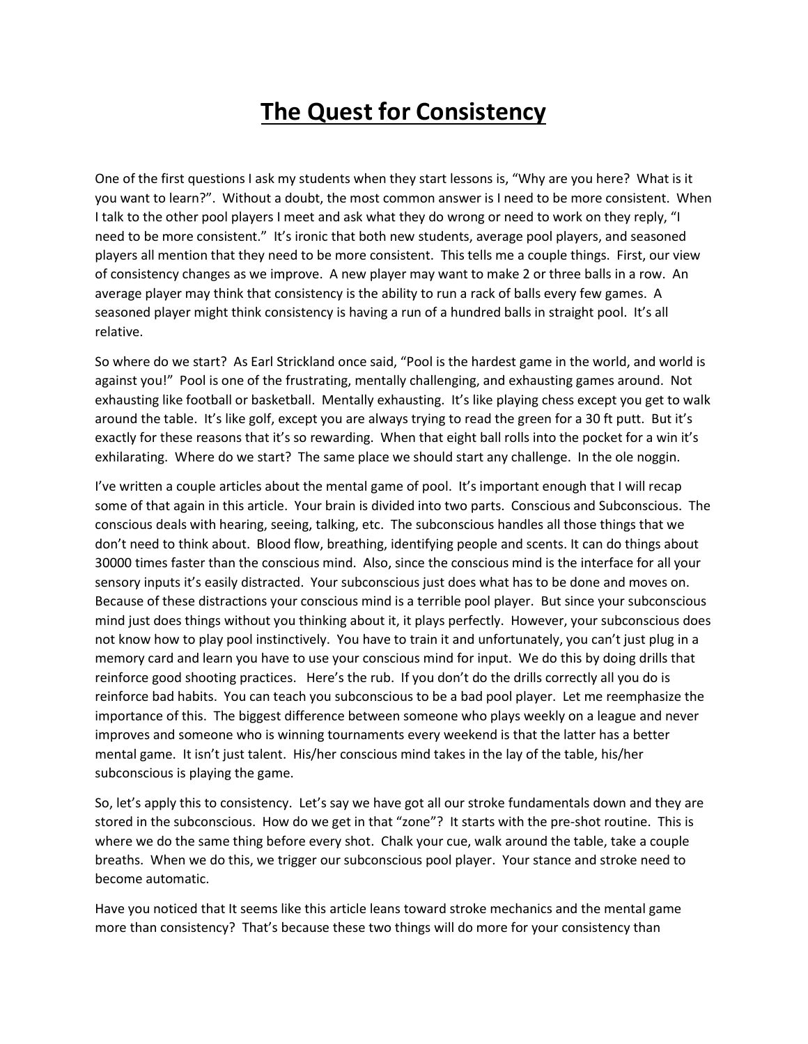# The Quest for Consistency

One of the first questions I ask my students when they start lessons is, "Why are you here? What is it you want to learn?". Without a doubt, the most common answer is I need to be more consistent. When I talk to the other pool players I meet and ask what they do wrong or need to work on they reply, "I need to be more consistent." It's ironic that both new students, average pool players, and seasoned players all mention that they need to be more consistent. This tells me a couple things. First, our view of consistency changes as we improve. A new player may want to make 2 or three balls in a row. An average player may think that consistency is the ability to run a rack of balls every few games. A seasoned player might think consistency is having a run of a hundred balls in straight pool. It's all relative.

So where do we start? As Earl Strickland once said, "Pool is the hardest game in the world, and world is against you!" Pool is one of the frustrating, mentally challenging, and exhausting games around. Not exhausting like football or basketball. Mentally exhausting. It's like playing chess except you get to walk around the table. It's like golf, except you are always trying to read the green for a 30 ft putt. But it's exactly for these reasons that it's so rewarding. When that eight ball rolls into the pocket for a win it's exhilarating. Where do we start? The same place we should start any challenge. In the ole noggin.

I've written a couple articles about the mental game of pool. It's important enough that I will recap some of that again in this article. Your brain is divided into two parts. Conscious and Subconscious. The conscious deals with hearing, seeing, talking, etc. The subconscious handles all those things that we don't need to think about. Blood flow, breathing, identifying people and scents. It can do things about 30000 times faster than the conscious mind. Also, since the conscious mind is the interface for all your sensory inputs it's easily distracted. Your subconscious just does what has to be done and moves on. Because of these distractions your conscious mind is a terrible pool player. But since your subconscious mind just does things without you thinking about it, it plays perfectly. However, your subconscious does not know how to play pool instinctively. You have to train it and unfortunately, you can't just plug in a memory card and learn you have to use your conscious mind for input. We do this by doing drills that reinforce good shooting practices. Here's the rub. If you don't do the drills correctly all you do is reinforce bad habits. You can teach you subconscious to be a bad pool player. Let me reemphasize the importance of this. The biggest difference between someone who plays weekly on a league and never improves and someone who is winning tournaments every weekend is that the latter has a better mental game. It isn't just talent. His/her conscious mind takes in the lay of the table, his/her subconscious is playing the game.

So, let's apply this to consistency. Let's say we have got all our stroke fundamentals down and they are stored in the subconscious. How do we get in that "zone"? It starts with the pre-shot routine. This is where we do the same thing before every shot. Chalk your cue, walk around the table, take a couple breaths. When we do this, we trigger our subconscious pool player. Your stance and stroke need to become automatic.

Have you noticed that It seems like this article leans toward stroke mechanics and the mental game more than consistency? That's because these two things will do more for your consistency than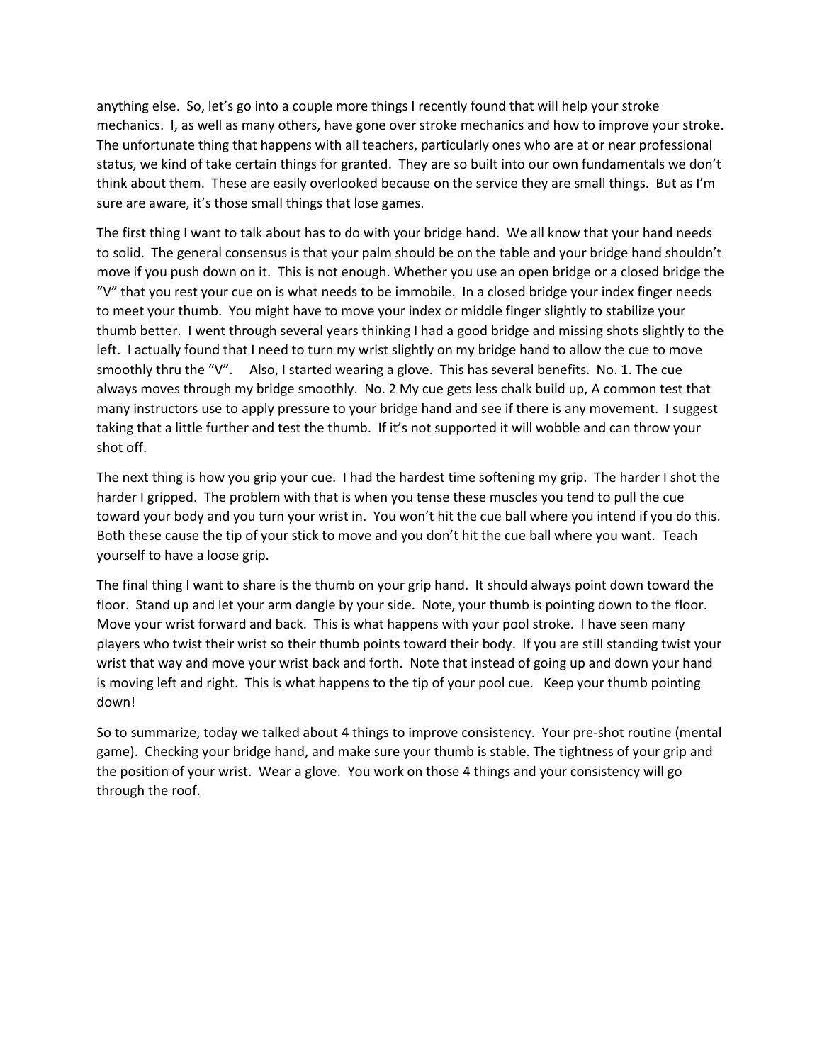anything else. So, let's go into a couple more things I recently found that will help your stroke mechanics. I, as well as many others, have gone over stroke mechanics and how to improve your stroke. The unfortunate thing that happens with all teachers, particularly ones who are at or near professional status, we kind of take certain things for granted. They are so built into our own fundamentals we don't think about them. These are easily overlooked because on the service they are small things. But as I'm sure are aware, it's those small things that lose games.

The first thing I want to talk about has to do with your bridge hand. We all know that your hand needs to solid. The general consensus is that your palm should be on the table and your bridge hand shouldn't move if you push down on it. This is not enough. Whether you use an open bridge or a closed bridge the "V" that you rest your cue on is what needs to be immobile. In a closed bridge your index finger needs to meet your thumb. You might have to move your index or middle finger slightly to stabilize your thumb better. I went through several years thinking I had a good bridge and missing shots slightly to the left. I actually found that I need to turn my wrist slightly on my bridge hand to allow the cue to move smoothly thru the "V". Also, I started wearing a glove. This has several benefits. No. 1. The cue always moves through my bridge smoothly. No. 2 My cue gets less chalk build up, A common test that many instructors use to apply pressure to your bridge hand and see if there is any movement. I suggest taking that a little further and test the thumb. If it's not supported it will wobble and can throw your shot off.

The next thing is how you grip your cue. I had the hardest time softening my grip. The harder I shot the harder I gripped. The problem with that is when you tense these muscles you tend to pull the cue toward your body and you turn your wrist in. You won't hit the cue ball where you intend if you do this. Both these cause the tip of your stick to move and you don't hit the cue ball where you want. Teach yourself to have a loose grip.

The final thing I want to share is the thumb on your grip hand. It should always point down toward the floor. Stand up and let your arm dangle by your side. Note, your thumb is pointing down to the floor. Move your wrist forward and back. This is what happens with your pool stroke. I have seen many players who twist their wrist so their thumb points toward their body. If you are still standing twist your wrist that way and move your wrist back and forth. Note that instead of going up and down your hand is moving left and right. This is what happens to the tip of your pool cue. Keep your thumb pointing down!

So to summarize, today we talked about 4 things to improve consistency. Your pre-shot routine (mental game). Checking your bridge hand, and make sure your thumb is stable. The tightness of your grip and the position of your wrist. Wear a glove. You work on those 4 things and your consistency will go through the roof.